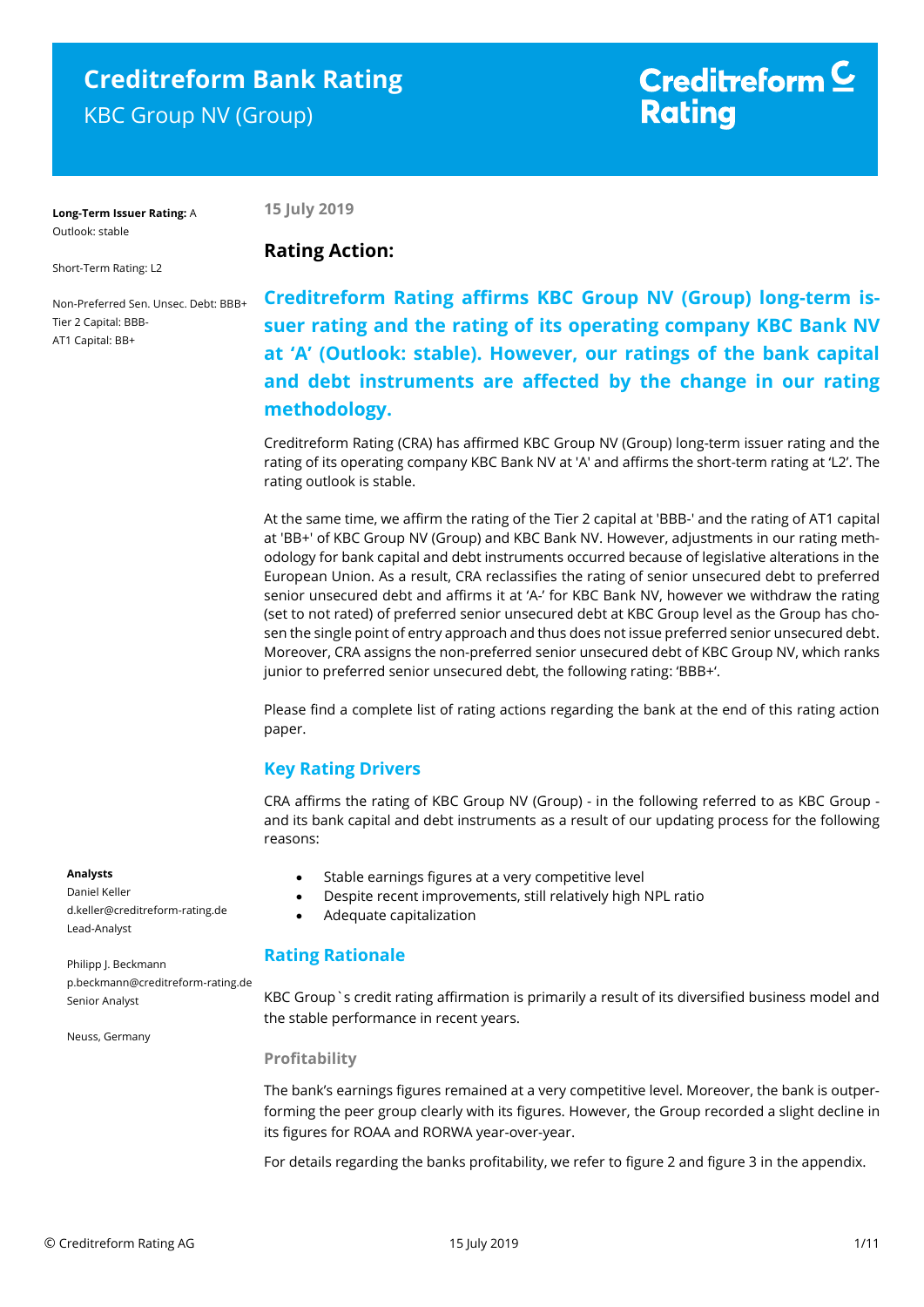# Creditreform Bank Rating

KBC Group NV (Group)

Creditreform Rating

**Long-Term Issuer Rating:** A
Outlook: stable

Short-Term Rating: L2

Non-Preferred Sen. Unsec. Debt: BBB+
Tier 2 Capital: BBB-
AT1 Capital: BB+

**Analysts**
Daniel Keller
d.keller@creditreform-rating.de
Lead-Analyst

Philipp J. Beckmann
p.beckmann@creditreform-rating.de
Senior Analyst

Neuss, Germany

**15 July 2019**

## Rating Action:

**Creditreform Rating affirms KBC Group NV (Group) long-term issuer rating and the rating of its operating company KBC Bank NV at 'A' (Outlook: stable). However, our ratings of the bank capital and debt instruments are affected by the change in our rating methodology.**

Creditreform Rating (CRA) has affirmed KBC Group NV (Group) long-term issuer rating and the rating of its operating company KBC Bank NV at 'A' and affirms the short-term rating at 'L2'. The rating outlook is stable.

At the same time, we affirm the rating of the Tier 2 capital at 'BBB-' and the rating of AT1 capital at 'BB+' of KBC Group NV (Group) and KBC Bank NV. However, adjustments in our rating methodology for bank capital and debt instruments occurred because of legislative alterations in the European Union. As a result, CRA reclassifies the rating of senior unsecured debt to preferred senior unsecured debt and affirms it at 'A-' for KBC Bank NV, however we withdraw the rating (set to not rated) of preferred senior unsecured debt at KBC Group level as the Group has chosen the single point of entry approach and thus does not issue preferred senior unsecured debt. Moreover, CRA assigns the non-preferred senior unsecured debt of KBC Group NV, which ranks junior to preferred senior unsecured debt, the following rating: 'BBB+'.

Please find a complete list of rating actions regarding the bank at the end of this rating action paper.

## Key Rating Drivers

CRA affirms the rating of KBC Group NV (Group) - in the following referred to as KBC Group - and its bank capital and debt instruments as a result of our updating process for the following reasons:

- Stable earnings figures at a very competitive level
- Despite recent improvements, still relatively high NPL ratio
- Adequate capitalization

## Rating Rationale

KBC Group`s credit rating affirmation is primarily a result of its diversified business model and the stable performance in recent years.

### Profitability

The bank's earnings figures remained at a very competitive level. Moreover, the bank is outperforming the peer group clearly with its figures. However, the Group recorded a slight decline in its figures for ROAA and RORWA year-over-year.

For details regarding the banks profitability, we refer to figure 2 and figure 3 in the appendix.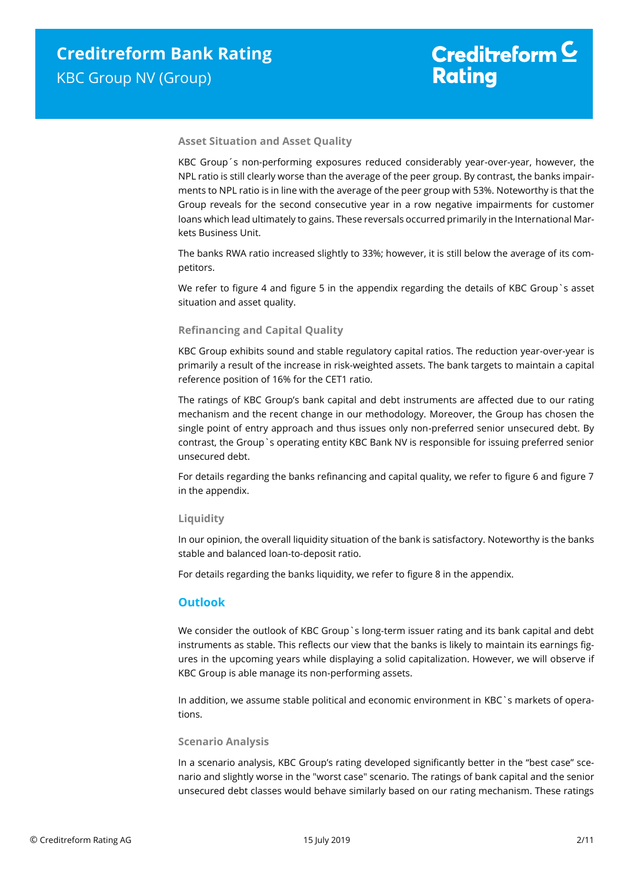### Asset Situation and Asset Quality

KBC Group´s non-performing exposures reduced considerably year-over-year, however, the NPL ratio is still clearly worse than the average of the peer group. By contrast, the banks impairments to NPL ratio is in line with the average of the peer group with 53%. Noteworthy is that the Group reveals for the second consecutive year in a row negative impairments for customer loans which lead ultimately to gains. These reversals occurred primarily in the International Markets Business Unit.

The banks RWA ratio increased slightly to 33%; however, it is still below the average of its competitors.

We refer to figure 4 and figure 5 in the appendix regarding the details of KBC Group`s asset situation and asset quality.

### Refinancing and Capital Quality

KBC Group exhibits sound and stable regulatory capital ratios. The reduction year-over-year is primarily a result of the increase in risk-weighted assets. The bank targets to maintain a capital reference position of 16% for the CET1 ratio.

The ratings of KBC Group's bank capital and debt instruments are affected due to our rating mechanism and the recent change in our methodology. Moreover, the Group has chosen the single point of entry approach and thus issues only non-preferred senior unsecured debt. By contrast, the Group`s operating entity KBC Bank NV is responsible for issuing preferred senior unsecured debt.

For details regarding the banks refinancing and capital quality, we refer to figure 6 and figure 7 in the appendix.

### Liquidity

In our opinion, the overall liquidity situation of the bank is satisfactory. Noteworthy is the banks stable and balanced loan-to-deposit ratio.

For details regarding the banks liquidity, we refer to figure 8 in the appendix.

## Outlook

We consider the outlook of KBC Group`s long-term issuer rating and its bank capital and debt instruments as stable. This reflects our view that the banks is likely to maintain its earnings figures in the upcoming years while displaying a solid capitalization. However, we will observe if KBC Group is able manage its non-performing assets.

In addition, we assume stable political and economic environment in KBC`s markets of operations.

### Scenario Analysis

In a scenario analysis, KBC Group's rating developed significantly better in the "best case" scenario and slightly worse in the "worst case" scenario. The ratings of bank capital and the senior unsecured debt classes would behave similarly based on our rating mechanism. These ratings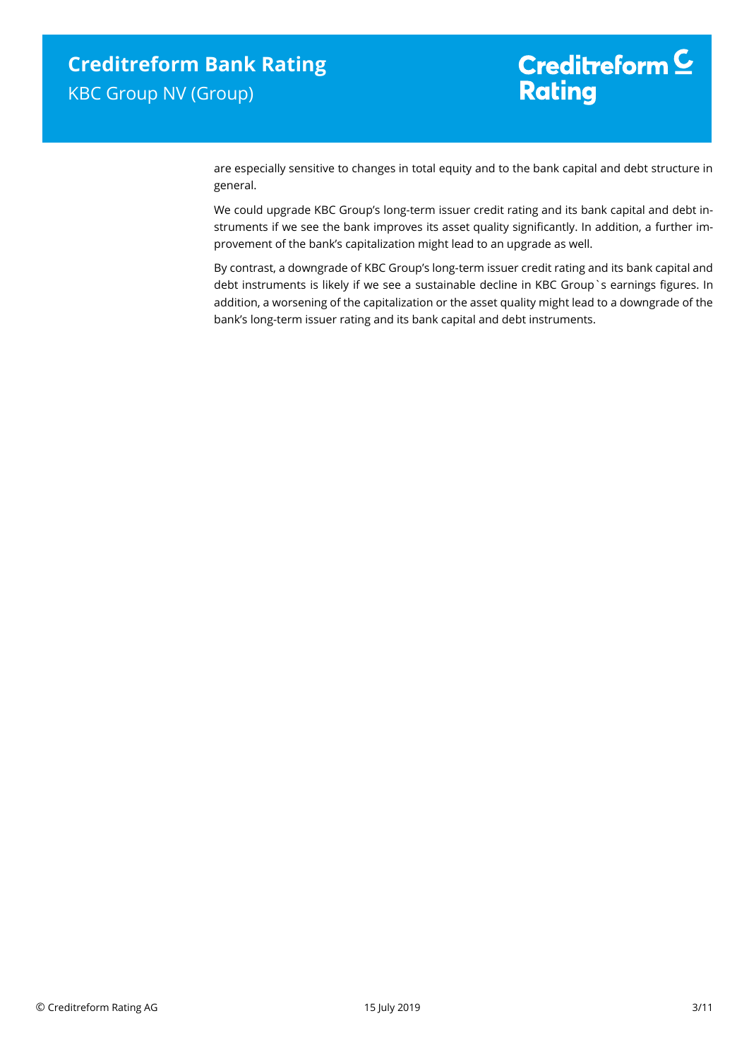are especially sensitive to changes in total equity and to the bank capital and debt structure in general.

We could upgrade KBC Group's long-term issuer credit rating and its bank capital and debt instruments if we see the bank improves its asset quality significantly. In addition, a further improvement of the bank's capitalization might lead to an upgrade as well.

By contrast, a downgrade of KBC Group's long-term issuer credit rating and its bank capital and debt instruments is likely if we see a sustainable decline in KBC Group`s earnings figures. In addition, a worsening of the capitalization or the asset quality might lead to a downgrade of the bank's long-term issuer rating and its bank capital and debt instruments.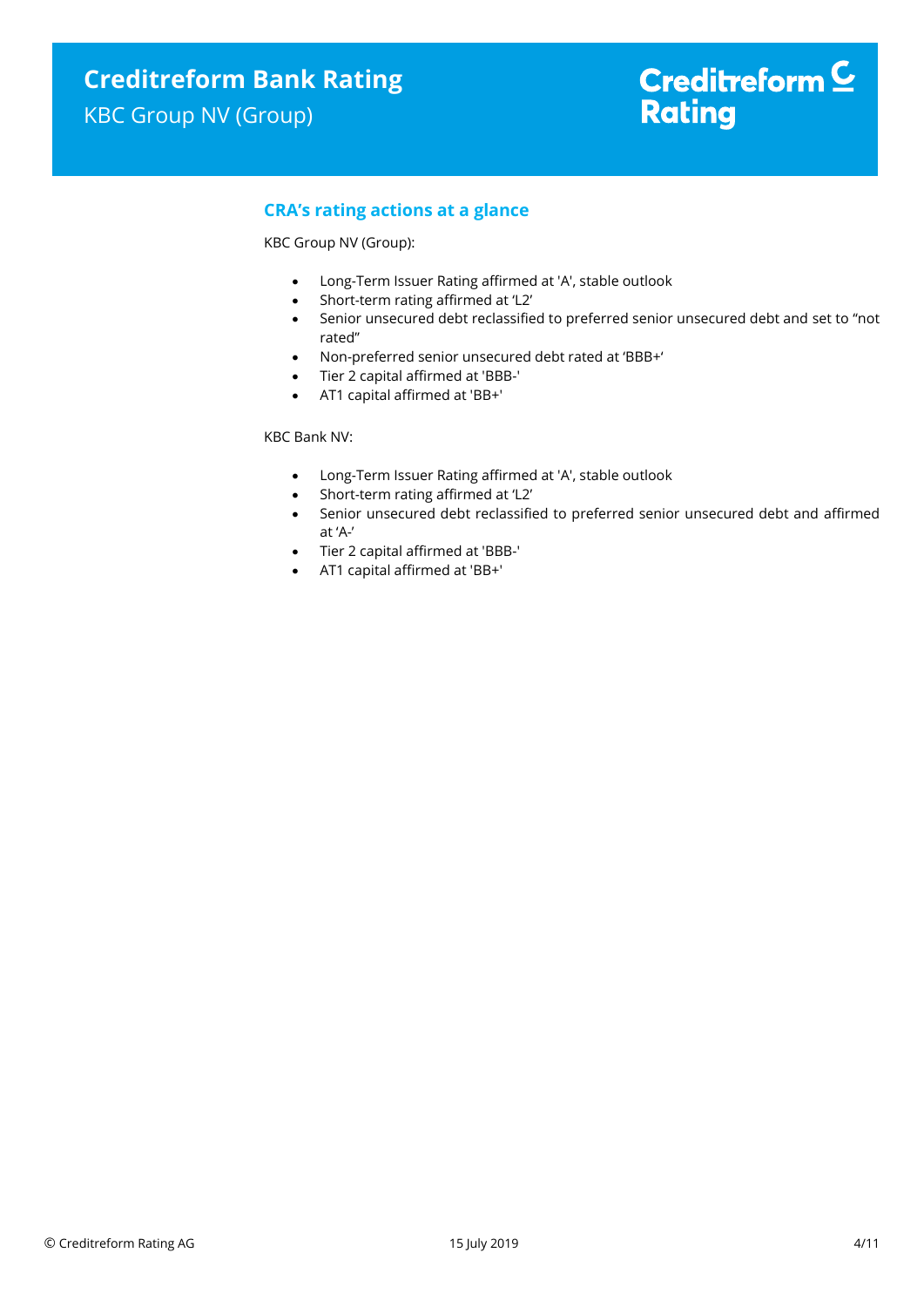## CRA's rating actions at a glance

KBC Group NV (Group):

- Long-Term Issuer Rating affirmed at 'A', stable outlook
- Short-term rating affirmed at 'L2'
- Senior unsecured debt reclassified to preferred senior unsecured debt and set to "not rated"
- Non-preferred senior unsecured debt rated at 'BBB+'
- Tier 2 capital affirmed at 'BBB-'
- AT1 capital affirmed at 'BB+'

KBC Bank NV:

- Long-Term Issuer Rating affirmed at 'A', stable outlook
- Short-term rating affirmed at 'L2'
- Senior unsecured debt reclassified to preferred senior unsecured debt and affirmed at 'A-'
- Tier 2 capital affirmed at 'BBB-'
- AT1 capital affirmed at 'BB+'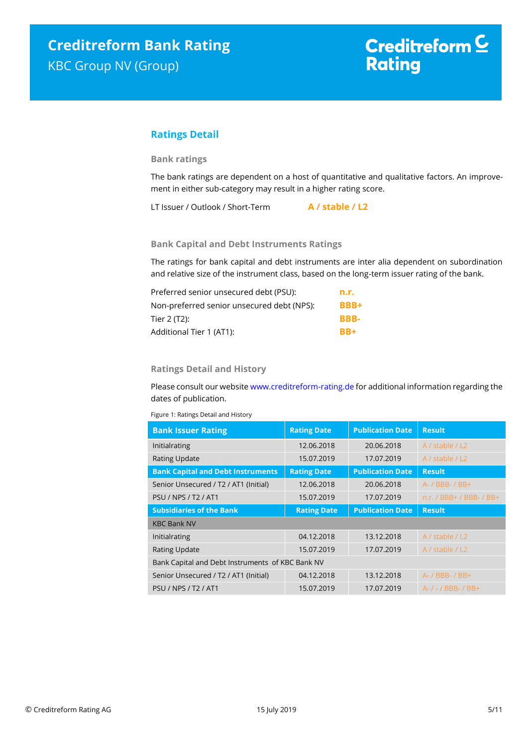## Ratings Detail

### Bank ratings

The bank ratings are dependent on a host of quantitative and qualitative factors. An improvement in either sub-category may result in a higher rating score.

LT Issuer / Outlook / Short-Term **A / stable / L2**

### Bank Capital and Debt Instruments Ratings

The ratings for bank capital and debt instruments are inter alia dependent on subordination and relative size of the instrument class, based on the long-term issuer rating of the bank.

| | |
|---|---|
| Preferred senior unsecured debt (PSU): | **n.r.** |
| Non-preferred senior unsecured debt (NPS): | **BBB+** |
| Tier 2 (T2): | **BBB-** |
| Additional Tier 1 (AT1): | **BB+** |

### Ratings Detail and History

Please consult our website www.creditreform-rating.de for additional information regarding the dates of publication.

Figure 1: Ratings Detail and History

| Bank Issuer Rating | Rating Date | Publication Date | Result |
|---|---|---|---|
| Initialrating | 12.06.2018 | 20.06.2018 | A / stable / L2 |
| Rating Update | 15.07.2019 | 17.07.2019 | A / stable / L2 |
| **Bank Capital and Debt Instruments** | **Rating Date** | **Publication Date** | **Result** |
| Senior Unsecured / T2 / AT1 (Initial) | 12.06.2018 | 20.06.2018 | A- / BBB- / BB+ |
| PSU / NPS / T2 / AT1 | 15.07.2019 | 17.07.2019 | n.r. / BBB+ / BBB- / BB+ |
| **Subsidiaries of the Bank** | **Rating Date** | **Publication Date** | **Result** |
| KBC Bank NV | | | |
| Initialrating | 04.12.2018 | 13.12.2018 | A / stable / L2 |
| Rating Update | 15.07.2019 | 17.07.2019 | A / stable / L2 |
| Bank Capital and Debt Instruments of KBC Bank NV | | | |
| Senior Unsecured / T2 / AT1 (Initial) | 04.12.2018 | 13.12.2018 | A- / BBB- / BB+ |
| PSU / NPS / T2 / AT1 | 15.07.2019 | 17.07.2019 | A- / - / BBB- / BB+ |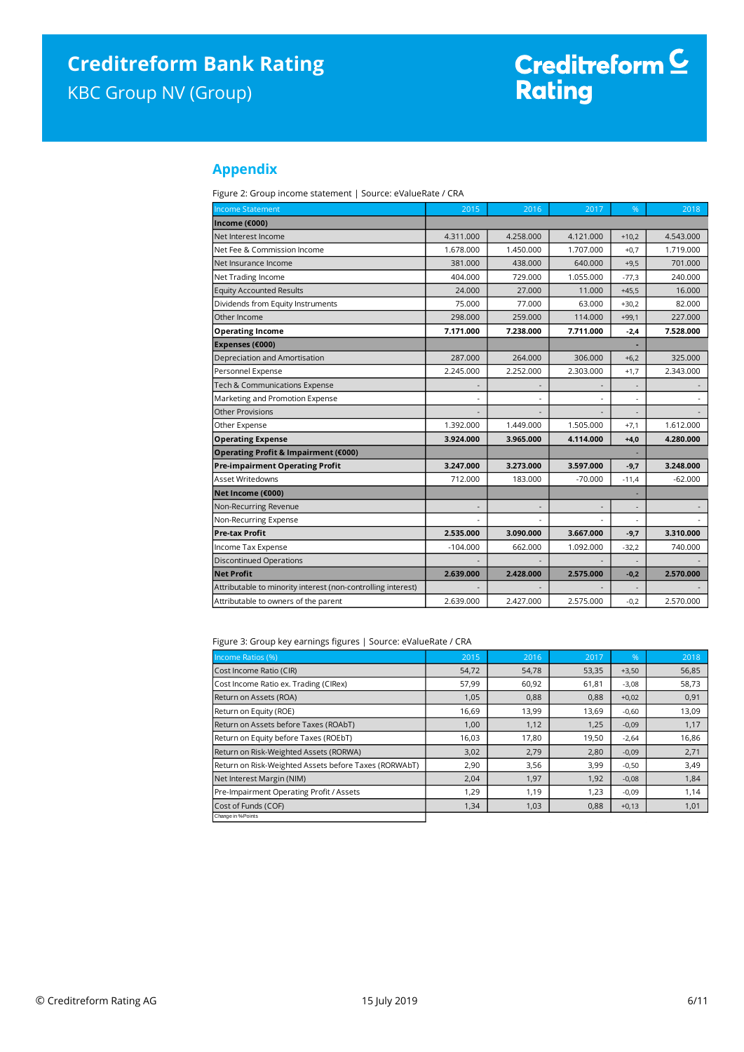## Appendix

Figure 2: Group income statement | Source: eValueRate / CRA

| Income Statement | 2015 | 2016 | 2017 | % | 2018 |
|---|---|---|---|---|---|
| **Income (€000)** | | | | | |
| Net Interest Income | 4.311.000 | 4.258.000 | 4.121.000 | +10,2 | 4.543.000 |
| Net Fee & Commission Income | 1.678.000 | 1.450.000 | 1.707.000 | +0,7 | 1.719.000 |
| Net Insurance Income | 381.000 | 438.000 | 640.000 | +9,5 | 701.000 |
| Net Trading Income | 404.000 | 729.000 | 1.055.000 | -77,3 | 240.000 |
| Equity Accounted Results | 24.000 | 27.000 | 11.000 | +45,5 | 16.000 |
| Dividends from Equity Instruments | 75.000 | 77.000 | 63.000 | +30,2 | 82.000 |
| Other Income | 298.000 | 259.000 | 114.000 | +99,1 | 227.000 |
| **Operating Income** | **7.171.000** | **7.238.000** | **7.711.000** | **-2,4** | **7.528.000** |
| **Expenses (€000)** | | | | - | |
| Depreciation and Amortisation | 287.000 | 264.000 | 306.000 | +6,2 | 325.000 |
| Personnel Expense | 2.245.000 | 2.252.000 | 2.303.000 | +1,7 | 2.343.000 |
| Tech & Communications Expense | - | - | - | - | - |
| Marketing and Promotion Expense | - | - | - | - | - |
| Other Provisions | - | - | - | - | - |
| Other Expense | 1.392.000 | 1.449.000 | 1.505.000 | +7,1 | 1.612.000 |
| **Operating Expense** | **3.924.000** | **3.965.000** | **4.114.000** | **+4,0** | **4.280.000** |
| **Operating Profit & Impairment (€000)** | | | | - | |
| **Pre-impairment Operating Profit** | **3.247.000** | **3.273.000** | **3.597.000** | **-9,7** | **3.248.000** |
| Asset Writedowns | 712.000 | 183.000 | -70.000 | -11,4 | -62.000 |
| **Net Income (€000)** | | | | - | |
| Non-Recurring Revenue | - | - | - | - | - |
| Non-Recurring Expense | - | - | - | - | - |
| **Pre-tax Profit** | **2.535.000** | **3.090.000** | **3.667.000** | **-9,7** | **3.310.000** |
| Income Tax Expense | -104.000 | 662.000 | 1.092.000 | -32,2 | 740.000 |
| Discontinued Operations | - | - | - | - | - |
| **Net Profit** | **2.639.000** | **2.428.000** | **2.575.000** | **-0,2** | **2.570.000** |
| Attributable to minority interest (non-controlling interest) | - | - | - | - | - |
| Attributable to owners of the parent | 2.639.000 | 2.427.000 | 2.575.000 | -0,2 | 2.570.000 |

Figure 3: Group key earnings figures | Source: eValueRate / CRA

| Income Ratios (%) | 2015 | 2016 | 2017 | % | 2018 |
|---|---|---|---|---|---|
| Cost Income Ratio (CIR) | 54,72 | 54,78 | 53,35 | +3,50 | 56,85 |
| Cost Income Ratio ex. Trading (CIRex) | 57,99 | 60,92 | 61,81 | -3,08 | 58,73 |
| Return on Assets (ROA) | 1,05 | 0,88 | 0,88 | +0,02 | 0,91 |
| Return on Equity (ROE) | 16,69 | 13,99 | 13,69 | -0,60 | 13,09 |
| Return on Assets before Taxes (ROAbT) | 1,00 | 1,12 | 1,25 | -0,09 | 1,17 |
| Return on Equity before Taxes (ROEbT) | 16,03 | 17,80 | 19,50 | -2,64 | 16,86 |
| Return on Risk-Weighted Assets (RORWA) | 3,02 | 2,79 | 2,80 | -0,09 | 2,71 |
| Return on Risk-Weighted Assets before Taxes (RORWAbT) | 2,90 | 3,56 | 3,99 | -0,50 | 3,49 |
| Net Interest Margin (NIM) | 2,04 | 1,97 | 1,92 | -0,08 | 1,84 |
| Pre-Impairment Operating Profit / Assets | 1,29 | 1,19 | 1,23 | -0,09 | 1,14 |
| Cost of Funds (COF) | 1,34 | 1,03 | 0,88 | +0,13 | 1,01 |

Change in %Points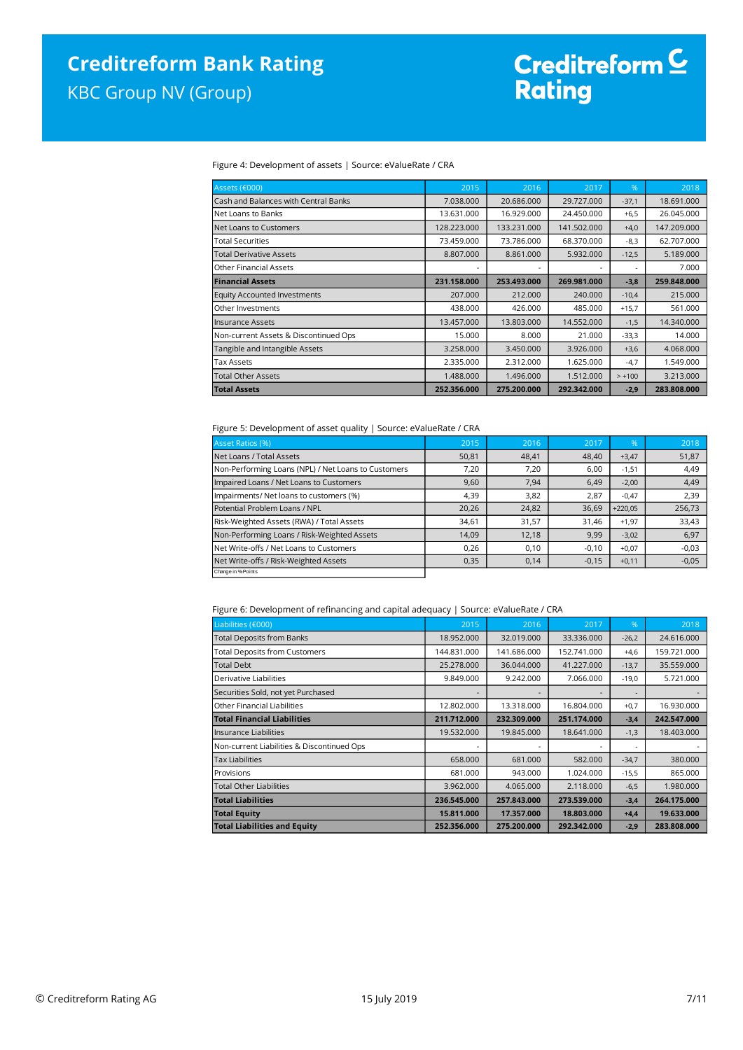Figure 4: Development of assets | Source: eValueRate / CRA

| Assets (€000) | 2015 | 2016 | 2017 | % | 2018 |
|---|---|---|---|---|---|
| Cash and Balances with Central Banks | 7.038.000 | 20.686.000 | 29.727.000 | -37,1 | 18.691.000 |
| Net Loans to Banks | 13.631.000 | 16.929.000 | 24.450.000 | +6,5 | 26.045.000 |
| Net Loans to Customers | 128.223.000 | 133.231.000 | 141.502.000 | +4,0 | 147.209.000 |
| Total Securities | 73.459.000 | 73.786.000 | 68.370.000 | -8,3 | 62.707.000 |
| Total Derivative Assets | 8.807.000 | 8.861.000 | 5.932.000 | -12,5 | 5.189.000 |
| Other Financial Assets | - | - | - | - | 7.000 |
| **Financial Assets** | **231.158.000** | **253.493.000** | **269.981.000** | **-3,8** | **259.848.000** |
| Equity Accounted Investments | 207.000 | 212.000 | 240.000 | -10,4 | 215.000 |
| Other Investments | 438.000 | 426.000 | 485.000 | +15,7 | 561.000 |
| Insurance Assets | 13.457.000 | 13.803.000 | 14.552.000 | -1,5 | 14.340.000 |
| Non-current Assets & Discontinued Ops | 15.000 | 8.000 | 21.000 | -33,3 | 14.000 |
| Tangible and Intangible Assets | 3.258.000 | 3.450.000 | 3.926.000 | +3,6 | 4.068.000 |
| Tax Assets | 2.335.000 | 2.312.000 | 1.625.000 | -4,7 | 1.549.000 |
| Total Other Assets | 1.488.000 | 1.496.000 | 1.512.000 | > +100 | 3.213.000 |
| **Total Assets** | **252.356.000** | **275.200.000** | **292.342.000** | **-2,9** | **283.808.000** |

Figure 5: Development of asset quality | Source: eValueRate / CRA

| Asset Ratios (%) | 2015 | 2016 | 2017 | % | 2018 |
|---|---|---|---|---|---|
| Net Loans / Total Assets | 50,81 | 48,41 | 48,40 | +3,47 | 51,87 |
| Non-Performing Loans (NPL) / Net Loans to Customers | 7,20 | 7,20 | 6,00 | -1,51 | 4,49 |
| Impaired Loans / Net Loans to Customers | 9,60 | 7,94 | 6,49 | -2,00 | 4,49 |
| Impairments/ Net loans to customers (%) | 4,39 | 3,82 | 2,87 | -0,47 | 2,39 |
| Potential Problem Loans / NPL | 20,26 | 24,82 | 36,69 | +220,05 | 256,73 |
| Risk-Weighted Assets (RWA) / Total Assets | 34,61 | 31,57 | 31,46 | +1,97 | 33,43 |
| Non-Performing Loans / Risk-Weighted Assets | 14,09 | 12,18 | 9,99 | -3,02 | 6,97 |
| Net Write-offs / Net Loans to Customers | 0,26 | 0,10 | -0,10 | +0,07 | -0,03 |
| Net Write-offs / Risk-Weighted Assets | 0,35 | 0,14 | -0,15 | +0,11 | -0,05 |
| Change in %Points | | | | | |

Figure 6: Development of refinancing and capital adequacy | Source: eValueRate / CRA

| Liabilities (€000) | 2015 | 2016 | 2017 | % | 2018 |
|---|---|---|---|---|---|
| Total Deposits from Banks | 18.952.000 | 32.019.000 | 33.336.000 | -26,2 | 24.616.000 |
| Total Deposits from Customers | 144.831.000 | 141.686.000 | 152.741.000 | +4,6 | 159.721.000 |
| Total Debt | 25.278.000 | 36.044.000 | 41.227.000 | -13,7 | 35.559.000 |
| Derivative Liabilities | 9.849.000 | 9.242.000 | 7.066.000 | -19,0 | 5.721.000 |
| Securities Sold, not yet Purchased | - | - | - | - | - |
| Other Financial Liabilities | 12.802.000 | 13.318.000 | 16.804.000 | +0,7 | 16.930.000 |
| **Total Financial Liabilities** | **211.712.000** | **232.309.000** | **251.174.000** | **-3,4** | **242.547.000** |
| Insurance Liabilities | 19.532.000 | 19.845.000 | 18.641.000 | -1,3 | 18.403.000 |
| Non-current Liabilities & Discontinued Ops | - | - | - | - | - |
| Tax Liabilities | 658.000 | 681.000 | 582.000 | -34,7 | 380.000 |
| Provisions | 681.000 | 943.000 | 1.024.000 | -15,5 | 865.000 |
| Total Other Liabilities | 3.962.000 | 4.065.000 | 2.118.000 | -6,5 | 1.980.000 |
| **Total Liabilities** | **236.545.000** | **257.843.000** | **273.539.000** | **-3,4** | **264.175.000** |
| **Total Equity** | **15.811.000** | **17.357.000** | **18.803.000** | **+4,4** | **19.633.000** |
| **Total Liabilities and Equity** | **252.356.000** | **275.200.000** | **292.342.000** | **-2,9** | **283.808.000** |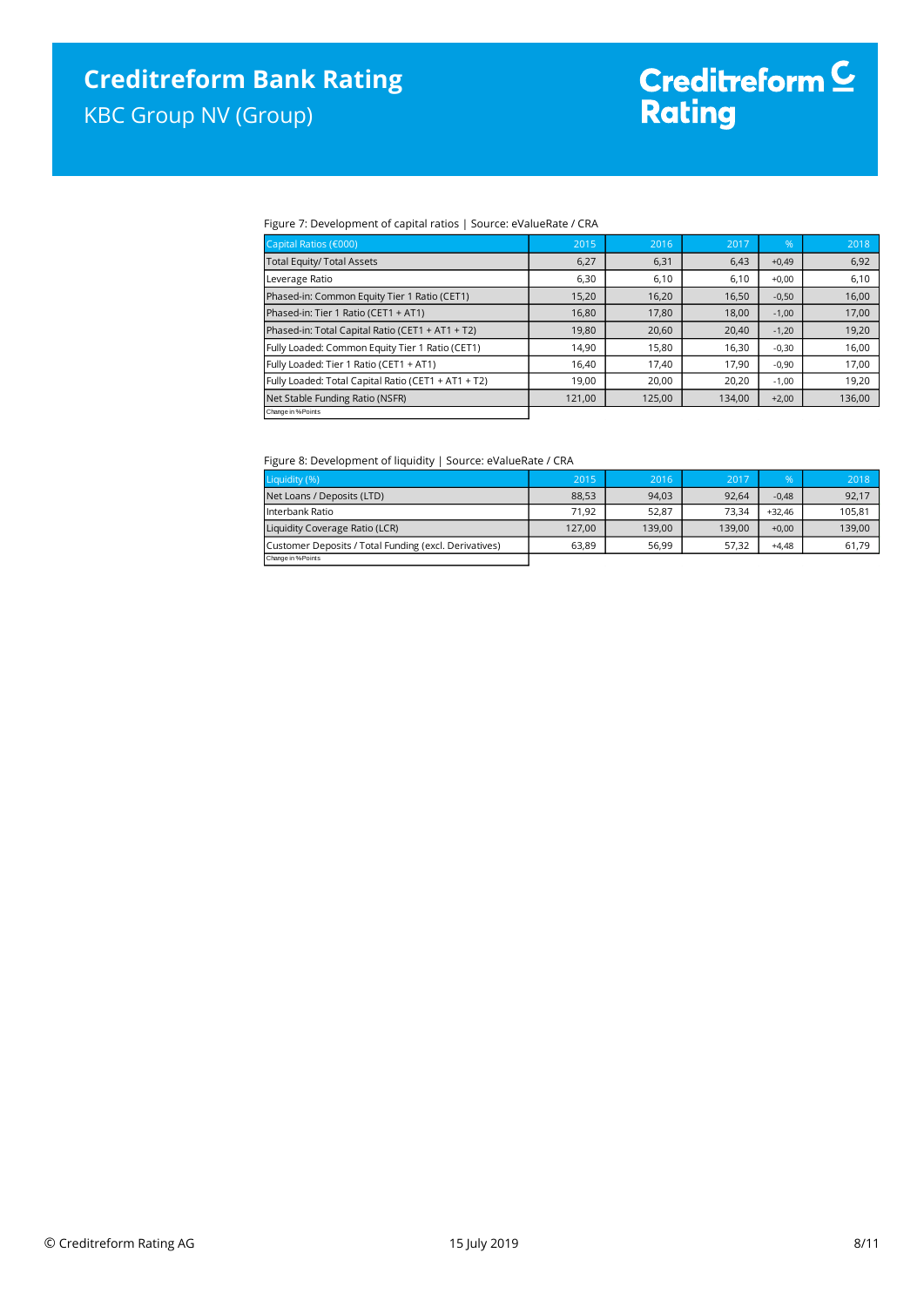Figure 7: Development of capital ratios | Source: eValueRate / CRA

| Capital Ratios (€000) | 2015 | 2016 | 2017 | % | 2018 |
|---|---|---|---|---|---|
| Total Equity/ Total Assets | 6,27 | 6,31 | 6,43 | +0,49 | 6,92 |
| Leverage Ratio | 6,30 | 6,10 | 6,10 | +0,00 | 6,10 |
| Phased-in: Common Equity Tier 1 Ratio (CET1) | 15,20 | 16,20 | 16,50 | -0,50 | 16,00 |
| Phased-in: Tier 1 Ratio (CET1 + AT1) | 16,80 | 17,80 | 18,00 | -1,00 | 17,00 |
| Phased-in: Total Capital Ratio (CET1 + AT1 + T2) | 19,80 | 20,60 | 20,40 | -1,20 | 19,20 |
| Fully Loaded: Common Equity Tier 1 Ratio (CET1) | 14,90 | 15,80 | 16,30 | -0,30 | 16,00 |
| Fully Loaded: Tier 1 Ratio (CET1 + AT1) | 16,40 | 17,40 | 17,90 | -0,90 | 17,00 |
| Fully Loaded: Total Capital Ratio (CET1 + AT1 + T2) | 19,00 | 20,00 | 20,20 | -1,00 | 19,20 |
| Net Stable Funding Ratio (NSFR) | 121,00 | 125,00 | 134,00 | +2,00 | 136,00 |
| Change in %Points | | | | | |

Figure 8: Development of liquidity | Source: eValueRate / CRA

| Liquidity (%) | 2015 | 2016 | 2017 | % | 2018 |
|---|---|---|---|---|---|
| Net Loans / Deposits (LTD) | 88,53 | 94,03 | 92,64 | -0,48 | 92,17 |
| Interbank Ratio | 71,92 | 52,87 | 73,34 | +32,46 | 105,81 |
| Liquidity Coverage Ratio (LCR) | 127,00 | 139,00 | 139,00 | +0,00 | 139,00 |
| Customer Deposits / Total Funding (excl. Derivatives) | 63,89 | 56,99 | 57,32 | +4,48 | 61,79 |
| Change in %Points | | | | | |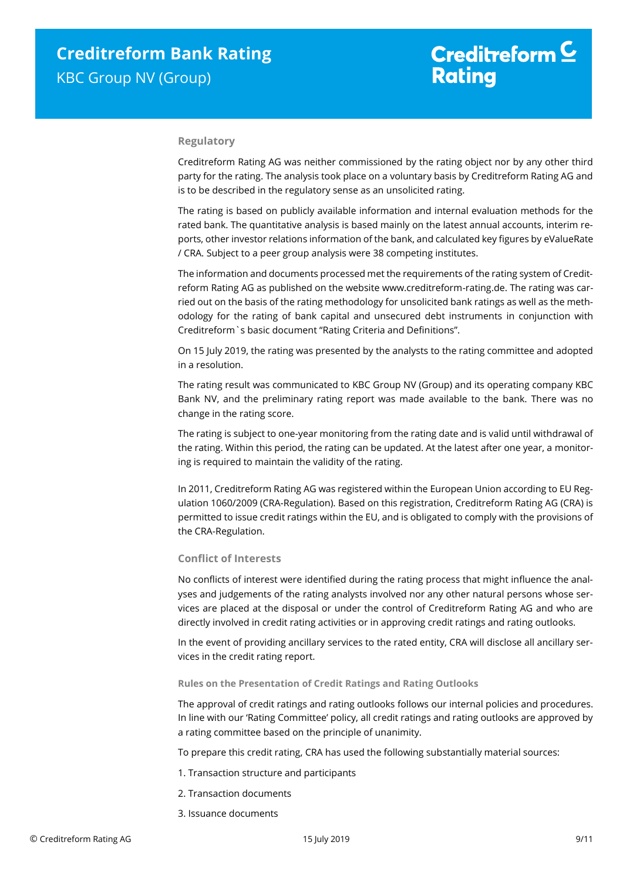## Regulatory

Creditreform Rating AG was neither commissioned by the rating object nor by any other third party for the rating. The analysis took place on a voluntary basis by Creditreform Rating AG and is to be described in the regulatory sense as an unsolicited rating.

The rating is based on publicly available information and internal evaluation methods for the rated bank. The quantitative analysis is based mainly on the latest annual accounts, interim reports, other investor relations information of the bank, and calculated key figures by eValueRate / CRA. Subject to a peer group analysis were 38 competing institutes.

The information and documents processed met the requirements of the rating system of Creditreform Rating AG as published on the website www.creditreform-rating.de. The rating was carried out on the basis of the rating methodology for unsolicited bank ratings as well as the methodology for the rating of bank capital and unsecured debt instruments in conjunction with Creditreform`s basic document "Rating Criteria and Definitions".

On 15 July 2019, the rating was presented by the analysts to the rating committee and adopted in a resolution.

The rating result was communicated to KBC Group NV (Group) and its operating company KBC Bank NV, and the preliminary rating report was made available to the bank. There was no change in the rating score.

The rating is subject to one-year monitoring from the rating date and is valid until withdrawal of the rating. Within this period, the rating can be updated. At the latest after one year, a monitoring is required to maintain the validity of the rating.

In 2011, Creditreform Rating AG was registered within the European Union according to EU Regulation 1060/2009 (CRA-Regulation). Based on this registration, Creditreform Rating AG (CRA) is permitted to issue credit ratings within the EU, and is obligated to comply with the provisions of the CRA-Regulation.

## Conflict of Interests

No conflicts of interest were identified during the rating process that might influence the analyses and judgements of the rating analysts involved nor any other natural persons whose services are placed at the disposal or under the control of Creditreform Rating AG and who are directly involved in credit rating activities or in approving credit ratings and rating outlooks.

In the event of providing ancillary services to the rated entity, CRA will disclose all ancillary services in the credit rating report.

### Rules on the Presentation of Credit Ratings and Rating Outlooks

The approval of credit ratings and rating outlooks follows our internal policies and procedures. In line with our 'Rating Committee' policy, all credit ratings and rating outlooks are approved by a rating committee based on the principle of unanimity.

To prepare this credit rating, CRA has used the following substantially material sources:

1. Transaction structure and participants
2. Transaction documents
3. Issuance documents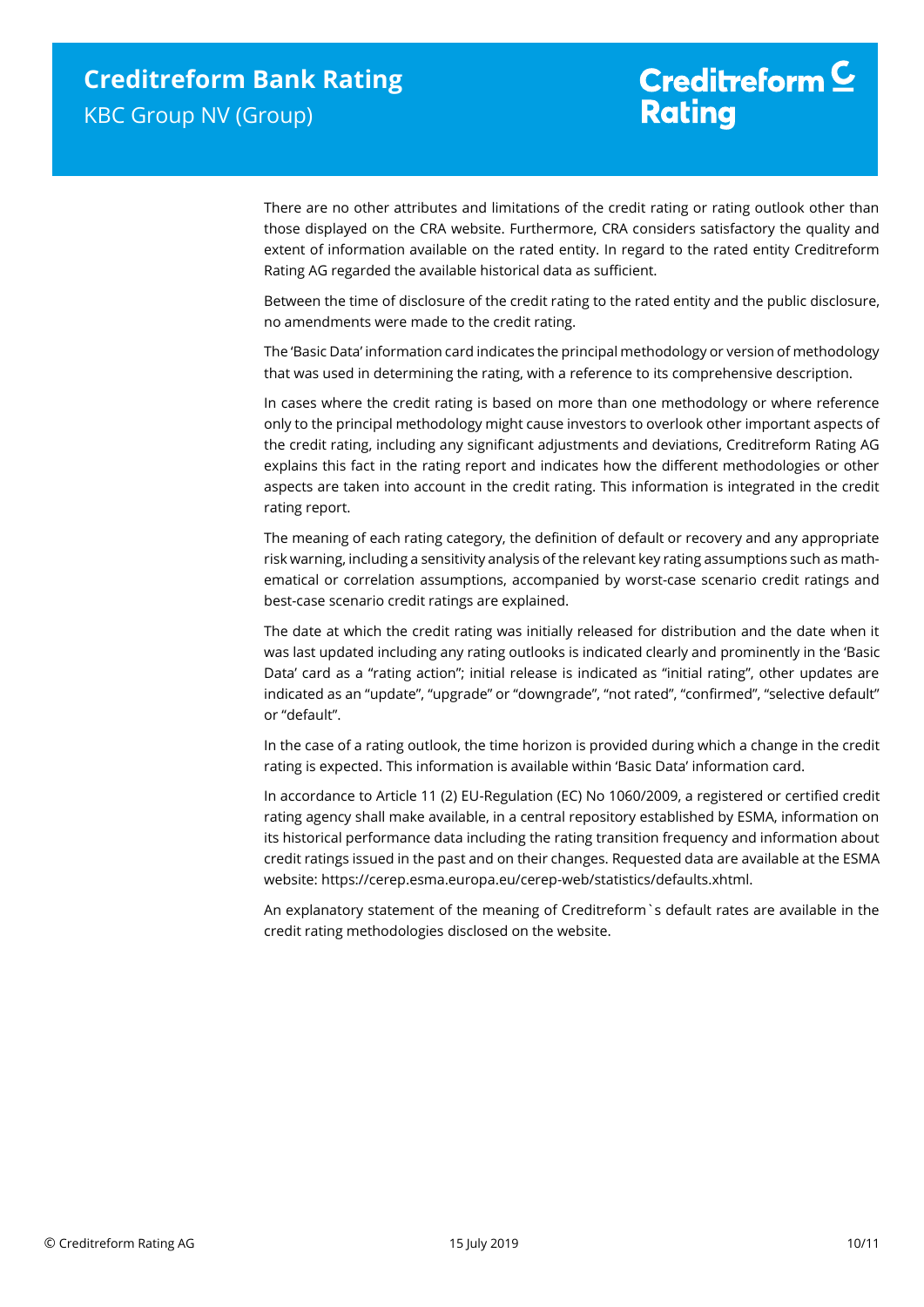There are no other attributes and limitations of the credit rating or rating outlook other than those displayed on the CRA website. Furthermore, CRA considers satisfactory the quality and extent of information available on the rated entity. In regard to the rated entity Creditreform Rating AG regarded the available historical data as sufficient.

Between the time of disclosure of the credit rating to the rated entity and the public disclosure, no amendments were made to the credit rating.

The 'Basic Data' information card indicates the principal methodology or version of methodology that was used in determining the rating, with a reference to its comprehensive description.

In cases where the credit rating is based on more than one methodology or where reference only to the principal methodology might cause investors to overlook other important aspects of the credit rating, including any significant adjustments and deviations, Creditreform Rating AG explains this fact in the rating report and indicates how the different methodologies or other aspects are taken into account in the credit rating. This information is integrated in the credit rating report.

The meaning of each rating category, the definition of default or recovery and any appropriate risk warning, including a sensitivity analysis of the relevant key rating assumptions such as mathematical or correlation assumptions, accompanied by worst-case scenario credit ratings and best-case scenario credit ratings are explained.

The date at which the credit rating was initially released for distribution and the date when it was last updated including any rating outlooks is indicated clearly and prominently in the 'Basic Data' card as a "rating action"; initial release is indicated as "initial rating", other updates are indicated as an "update", "upgrade" or "downgrade", "not rated", "confirmed", "selective default" or "default".

In the case of a rating outlook, the time horizon is provided during which a change in the credit rating is expected. This information is available within 'Basic Data' information card.

In accordance to Article 11 (2) EU-Regulation (EC) No 1060/2009, a registered or certified credit rating agency shall make available, in a central repository established by ESMA, information on its historical performance data including the rating transition frequency and information about credit ratings issued in the past and on their changes. Requested data are available at the ESMA website: https://cerep.esma.europa.eu/cerep-web/statistics/defaults.xhtml.

An explanatory statement of the meaning of Creditreform`s default rates are available in the credit rating methodologies disclosed on the website.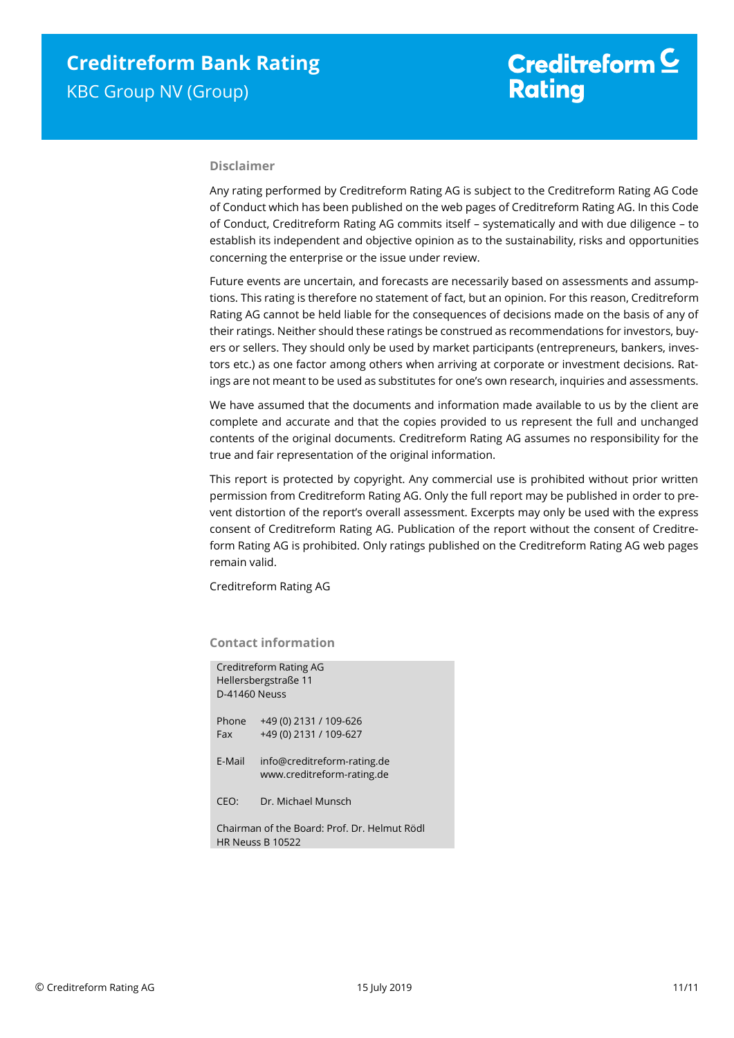## Disclaimer

Any rating performed by Creditreform Rating AG is subject to the Creditreform Rating AG Code of Conduct which has been published on the web pages of Creditreform Rating AG. In this Code of Conduct, Creditreform Rating AG commits itself – systematically and with due diligence – to establish its independent and objective opinion as to the sustainability, risks and opportunities concerning the enterprise or the issue under review.

Future events are uncertain, and forecasts are necessarily based on assessments and assumptions. This rating is therefore no statement of fact, but an opinion. For this reason, Creditreform Rating AG cannot be held liable for the consequences of decisions made on the basis of any of their ratings. Neither should these ratings be construed as recommendations for investors, buyers or sellers. They should only be used by market participants (entrepreneurs, bankers, investors etc.) as one factor among others when arriving at corporate or investment decisions. Ratings are not meant to be used as substitutes for one's own research, inquiries and assessments.

We have assumed that the documents and information made available to us by the client are complete and accurate and that the copies provided to us represent the full and unchanged contents of the original documents. Creditreform Rating AG assumes no responsibility for the true and fair representation of the original information.

This report is protected by copyright. Any commercial use is prohibited without prior written permission from Creditreform Rating AG. Only the full report may be published in order to prevent distortion of the report's overall assessment. Excerpts may only be used with the express consent of Creditreform Rating AG. Publication of the report without the consent of Creditreform Rating AG is prohibited. Only ratings published on the Creditreform Rating AG web pages remain valid.

Creditreform Rating AG

## Contact information

Creditreform Rating AG
Hellersbergstraße 11
D-41460 Neuss

Phone +49 (0) 2131 / 109-626
Fax +49 (0) 2131 / 109-627

E-Mail info@creditreform-rating.de
www.creditreform-rating.de

CEO: Dr. Michael Munsch

Chairman of the Board: Prof. Dr. Helmut Rödl
HR Neuss B 10522